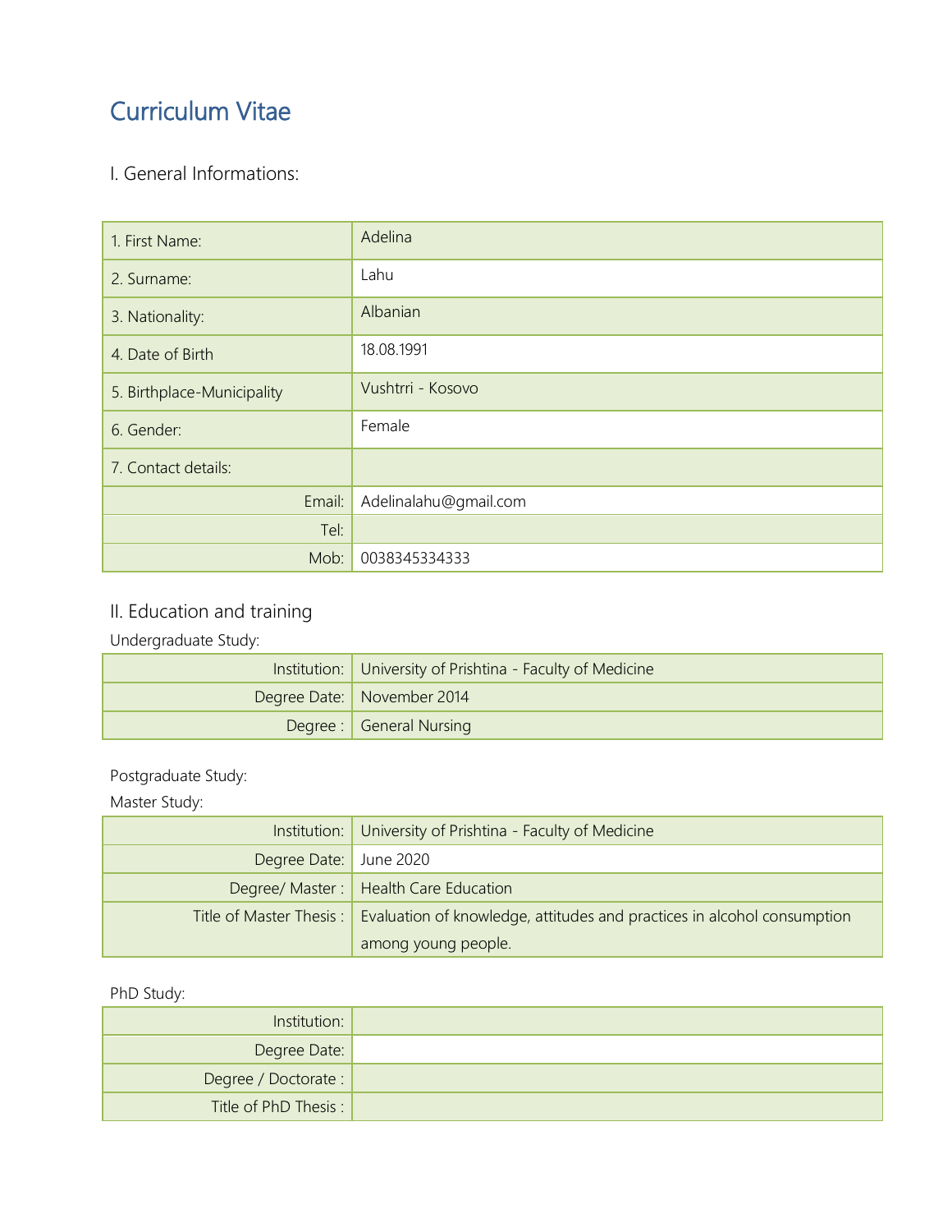# Curriculum Vitae

## I. General Informations:

| | |
|---|---|
| 1. First Name: | Adelina |
| 2. Surname: | Lahu |
| 3. Nationality: | Albanian |
| 4. Date of Birth | 18.08.1991 |
| 5. Birthplace-Municipality | Vushtrri - Kosovo |
| 6. Gender: | Female |
| 7. Contact details: | |
| Email: | Adelinalahu@gmail.com |
| Tel: | |
| Mob: | 0038345334333 |

## II. Education and training

Undergraduate Study:

| | |
|---|---|
| Institution: | University of Prishtina - Faculty of Medicine |
| Degree Date: | November 2014 |
| Degree : | General Nursing |

Postgraduate Study:

Master Study:

| | |
|---|---|
| Institution: | University of Prishtina - Faculty of Medicine |
| Degree Date: | June 2020 |
| Degree/ Master : | Health Care Education |
| Title of Master Thesis : | Evaluation of knowledge, attitudes and practices in alcohol consumption among young people. |

PhD Study:

| | |
|---|---|
| Institution: | |
| Degree Date: | |
| Degree / Doctorate : | |
| Title of PhD Thesis : | |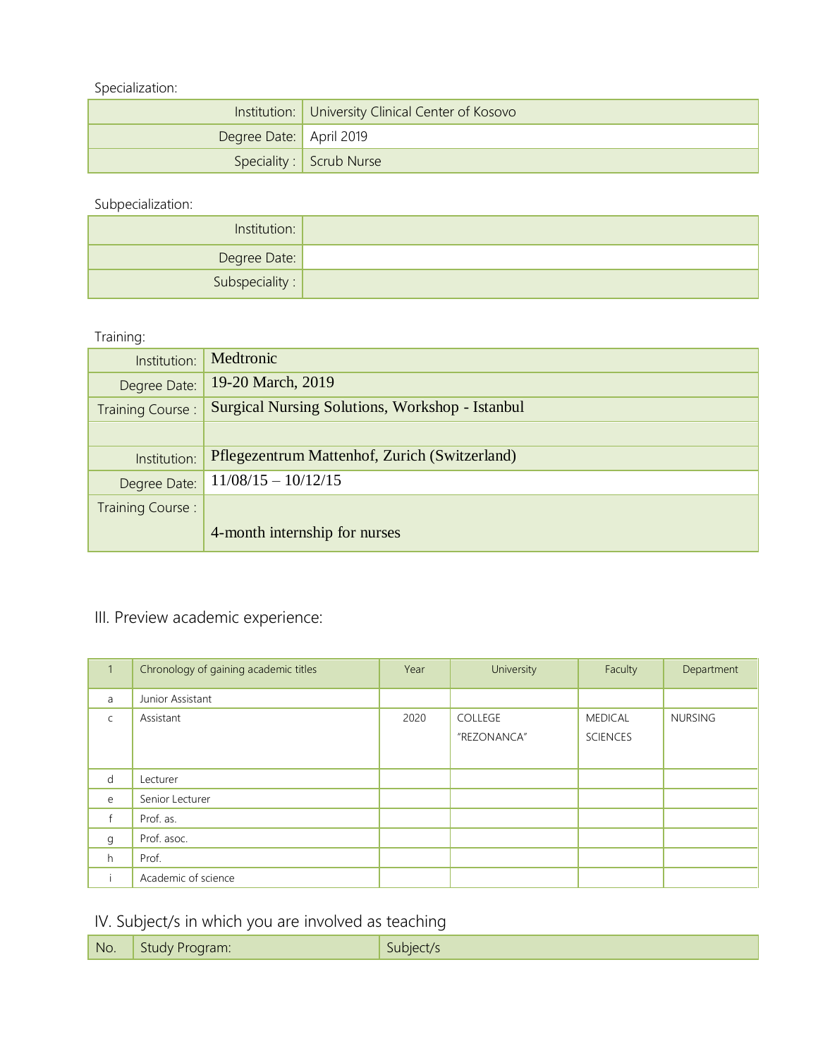Specialization:

| | |
|---|---|
| Institution: | University Clinical Center of Kosovo |
| Degree Date: | April 2019 |
| Speciality : | Scrub Nurse |

Subpecialization:

| | |
|---|---|
| Institution: | |
| Degree Date: | |
| Subspeciality : | |

Training:

| | |
|---|---|
| Institution: | Medtronic |
| Degree Date: | 19-20 March, 2019 |
| Training Course : | Surgical Nursing Solutions, Workshop - Istanbul |
| | |
| Institution: | Pflegezentrum Mattenhof, Zurich (Switzerland) |
| Degree Date: | 11/08/15 – 10/12/15 |
| Training Course : | 4-month internship for nurses |

## III. Preview academic experience:

| 1 | Chronology of gaining academic titles | Year | University | Faculty | Department |
|---|---|---|---|---|---|
| a | Junior Assistant | | | | |
| c | Assistant | 2020 | COLLEGE "REZONANCA" | MEDICAL SCIENCES | NURSING |
| d | Lecturer | | | | |
| e | Senior Lecturer | | | | |
| f | Prof. as. | | | | |
| g | Prof. asoc. | | | | |
| h | Prof. | | | | |
| i | Academic of science | | | | |

## IV. Subject/s in which you are involved as teaching

| No. | Study Program: | Subject/s |
|---|---|---|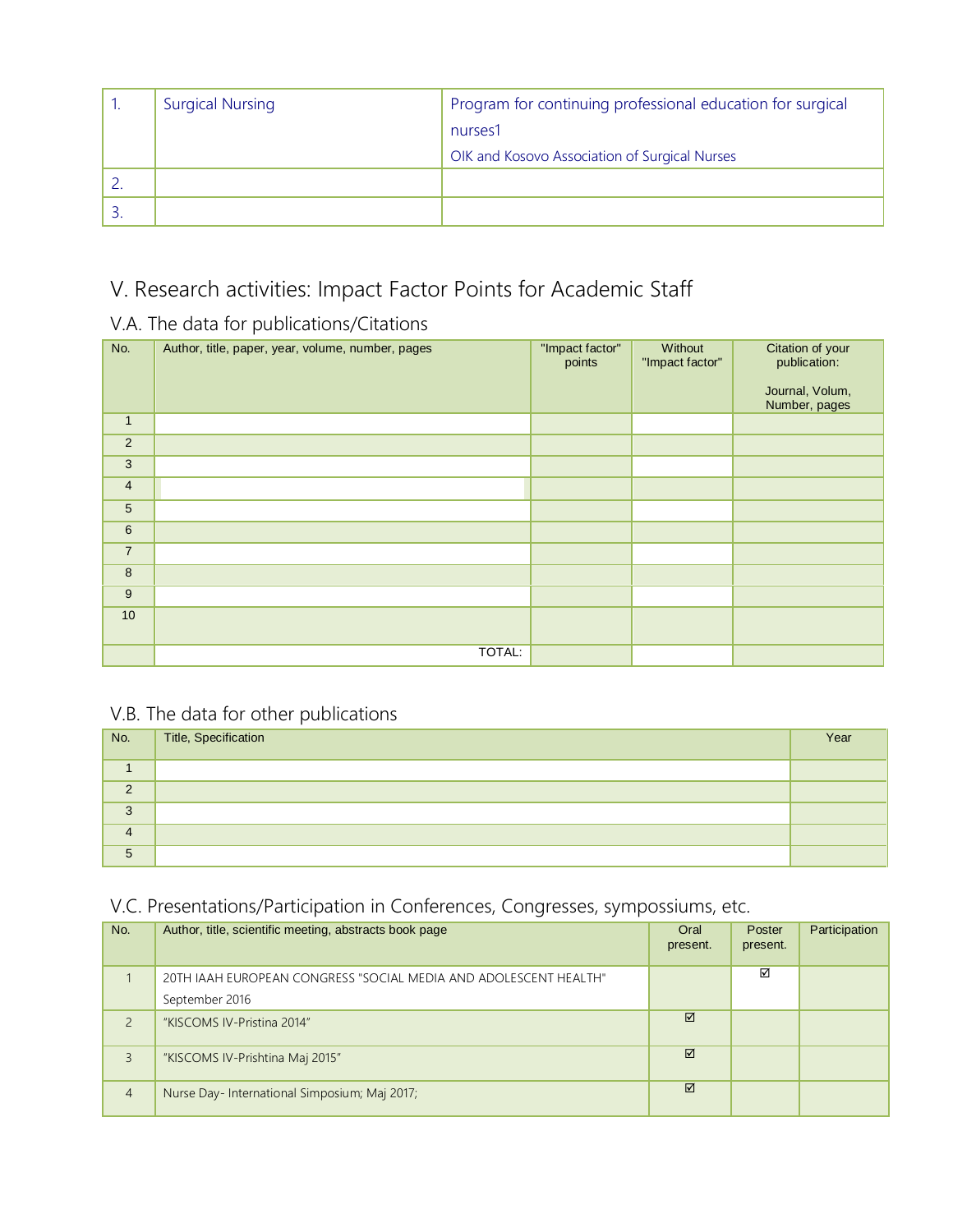| 1. | Surgical Nursing | Program for continuing professional education for surgical nurses1<br>OIK and Kosovo Association of Surgical Nurses |
|---|---|---|
| 2. | | |
| 3. | | |

## V. Research activities: Impact Factor Points for Academic Staff

### V.A. The data for publications/Citations

| No. | Author, title, paper, year, volume, number, pages | "Impact factor" points | Without "Impact factor" | Citation of your publication: Journal, Volum, Number, pages |
|---|---|---|---|---|
| 1 | | | | |
| 2 | | | | |
| 3 | | | | |
| 4 | | | | |
| 5 | | | | |
| 6 | | | | |
| 7 | | | | |
| 8 | | | | |
| 9 | | | | |
| 10 | | | | |
| | TOTAL: | | | |

### V.B. The data for other publications

| No. | Title, Specification | Year |
|---|---|---|
| 1 | | |
| 2 | | |
| 3 | | |
| 4 | | |
| 5 | | |

### V.C. Presentations/Participation in Conferences, Congresses, sympossiums, etc.

| No. | Author, title, scientific meeting, abstracts book page | Oral present. | Poster present. | Participation |
|---|---|---|---|---|
| 1 | 20TH IAAH EUROPEAN CONGRESS "SOCIAL MEDIA AND ADOLESCENT HEALTH" September 2016 | | ☑ | |
| 2 | "KISCOMS IV-Pristina 2014" | ☑ | | |
| 3 | "KISCOMS IV-Prishtina Maj 2015" | ☑ | | |
| 4 | Nurse Day- International Simposium; Maj 2017; | ☑ | | |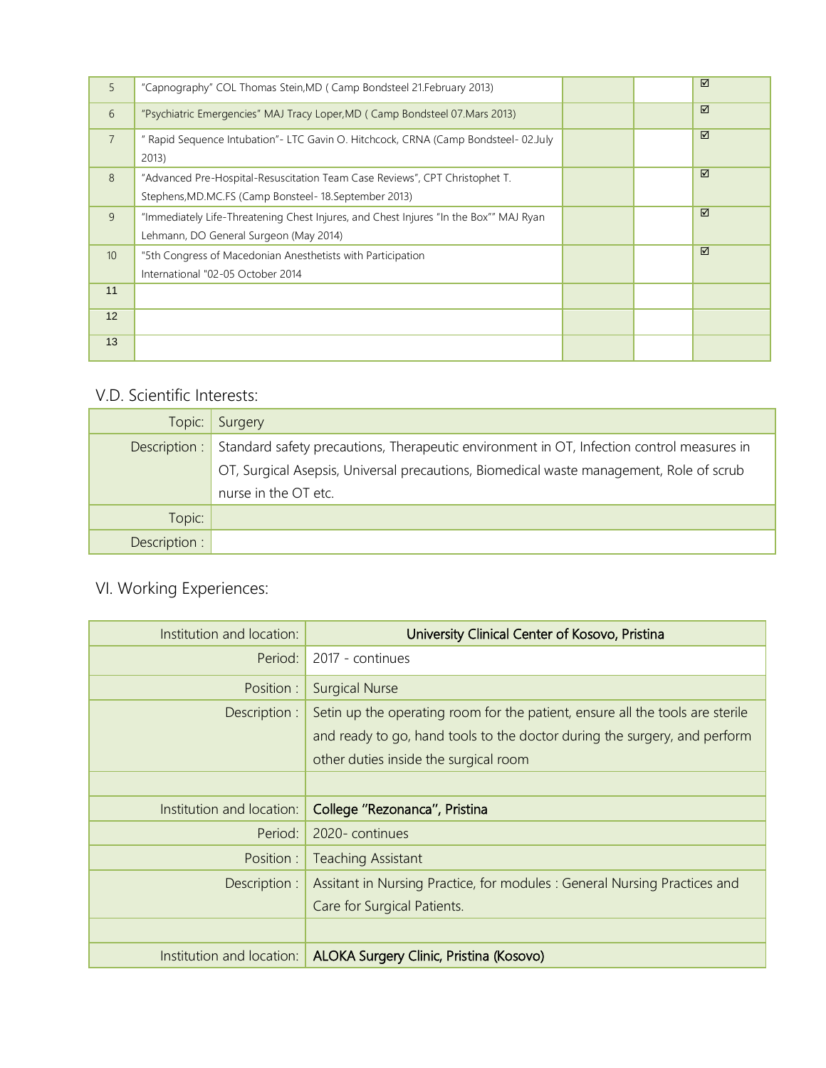| 5 | "Capnography" COL Thomas Stein,MD ( Camp Bondsteel 21.February 2013) | | | ☑ |
|---|---|---|---|---|
| 6 | "Psychiatric Emergencies" MAJ Tracy Loper,MD ( Camp Bondsteel 07.Mars 2013) | | | ☑ |
| 7 | " Rapid Sequence Intubation"- LTC Gavin O. Hitchcock, CRNA (Camp Bondsteel- 02.July 2013) | | | ☑ |
| 8 | "Advanced Pre-Hospital-Resuscitation Team Case Reviews", CPT Christophet T. Stephens,MD.MC.FS (Camp Bonsteel- 18.September 2013) | | | ☑ |
| 9 | "Immediately Life-Threatening Chest Injures, and Chest Injures "In the Box"" MAJ Ryan Lehmann, DO General Surgeon (May 2014) | | | ☑ |
| 10 | "5th Congress of Macedonian Anesthetists with Participation International "02-05 October 2014 | | | ☑ |
| 11 | | | | |
| 12 | | | | |
| 13 | | | | |

## V.D. Scientific Interests:

| Topic: | Surgery |
|---|---|
| Description : | Standard safety precautions, Therapeutic environment in OT, Infection control measures in OT, Surgical Asepsis, Universal precautions, Biomedical waste management, Role of scrub nurse in the OT etc. |
| Topic: | |
| Description : | |

## VI. Working Experiences:

| Institution and location: | **University Clinical Center of Kosovo, Pristina** |
|---|---|
| Period: | 2017 - continues |
| Position : | Surgical Nurse |
| Description : | Setin up the operating room for the patient, ensure all the tools are sterile and ready to go, hand tools to the doctor during the surgery, and perform other duties inside the surgical room |
| | |
| Institution and location: | **College "Rezonanca", Pristina** |
| Period: | 2020- continues |
| Position : | Teaching Assistant |
| Description : | Assitant in Nursing Practice, for modules : General Nursing Practices and Care for Surgical Patients. |
| | |
| Institution and location: | **ALOKA Surgery Clinic, Pristina (Kosovo)** |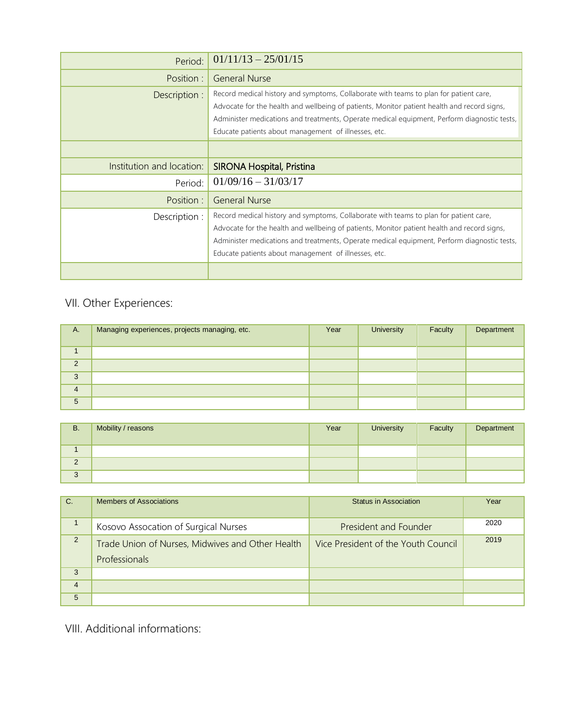| | |
|---|---|
| Period: | 01/11/13 – 25/01/15 |
| Position : | General Nurse |
| Description : | Record medical history and symptoms, Collaborate with teams to plan for patient care, Advocate for the health and wellbeing of patients, Monitor patient health and record signs, Administer medications and treatments, Operate medical equipment, Perform diagnostic tests, Educate patients about management of illnesses, etc. |
| | |
| Institution and location: | SIRONA Hospital, Pristina |
| Period: | 01/09/16 – 31/03/17 |
| Position : | General Nurse |
| Description : | Record medical history and symptoms, Collaborate with teams to plan for patient care, Advocate for the health and wellbeing of patients, Monitor patient health and record signs, Administer medications and treatments, Operate medical equipment, Perform diagnostic tests, Educate patients about management of illnesses, etc. |
| | |

## VII. Other Experiences:

| A. | Managing experiences, projects managing, etc. | Year | University | Faculty | Department |
|---|---|---|---|---|---|
| 1 | | | | | |
| 2 | | | | | |
| 3 | | | | | |
| 4 | | | | | |
| 5 | | | | | |

| B. | Mobility / reasons | Year | University | Faculty | Department |
|---|---|---|---|---|---|
| 1 | | | | | |
| 2 | | | | | |
| 3 | | | | | |

| C. | Members of Associations | Status in Association | Year |
|---|---|---|---|
| 1 | Kosovo Assocation of Surgical Nurses | President and Founder | 2020 |
| 2 | Trade Union of Nurses, Midwives and Other Health Professionals | Vice President of the Youth Council | 2019 |
| 3 | | | |
| 4 | | | |
| 5 | | | |

## VIII. Additional informations: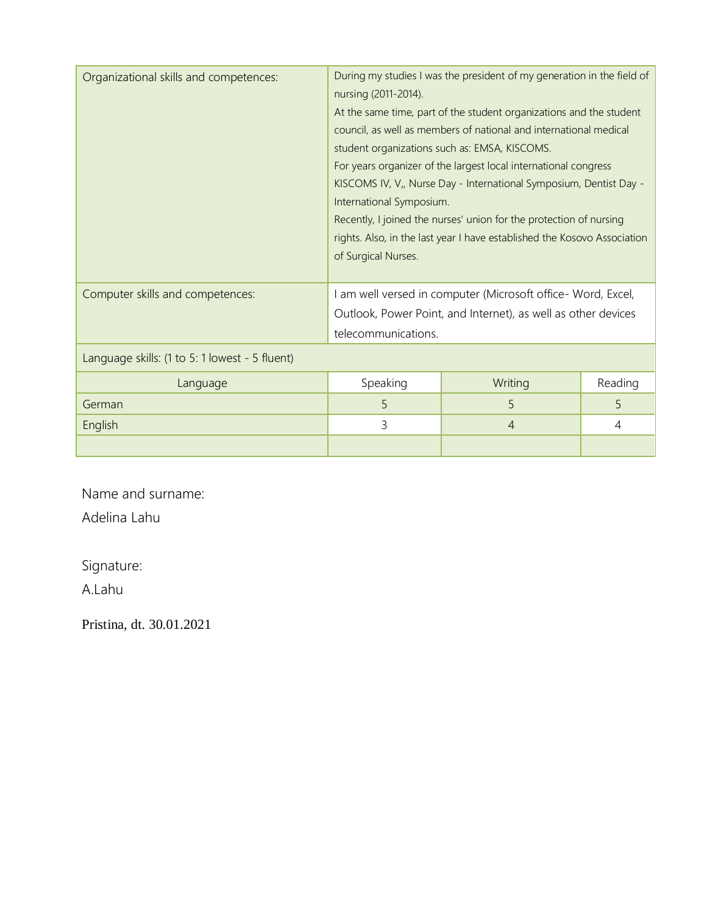| | |
|---|---|
| Organizational skills and competences: | During my studies I was the president of my generation in the field of nursing (2011-2014).<br>At the same time, part of the student organizations and the student council, as well as members of national and international medical student organizations such as: EMSA, KISCOMS.<br>For years organizer of the largest local international congress KISCOMS IV, V,, Nurse Day - International Symposium, Dentist Day - International Symposium.<br>Recently, I joined the nurses' union for the protection of nursing rights. Also, in the last year I have established the Kosovo Association of Surgical Nurses. |
| Computer skills and competences: | I am well versed in computer (Microsoft office- Word, Excel, Outlook, Power Point, and Internet), as well as other devices telecommunications. |

Language skills: (1 to 5: 1 lowest - 5 fluent)

| Language | Speaking | Writing | Reading |
|---|---|---|---|
| German | 5 | 5 | 5 |
| English | 3 | 4 | 4 |
| | | | |

Name and surname:

Adelina Lahu

Signature:

A.Lahu

Pristina, dt. 30.01.2021